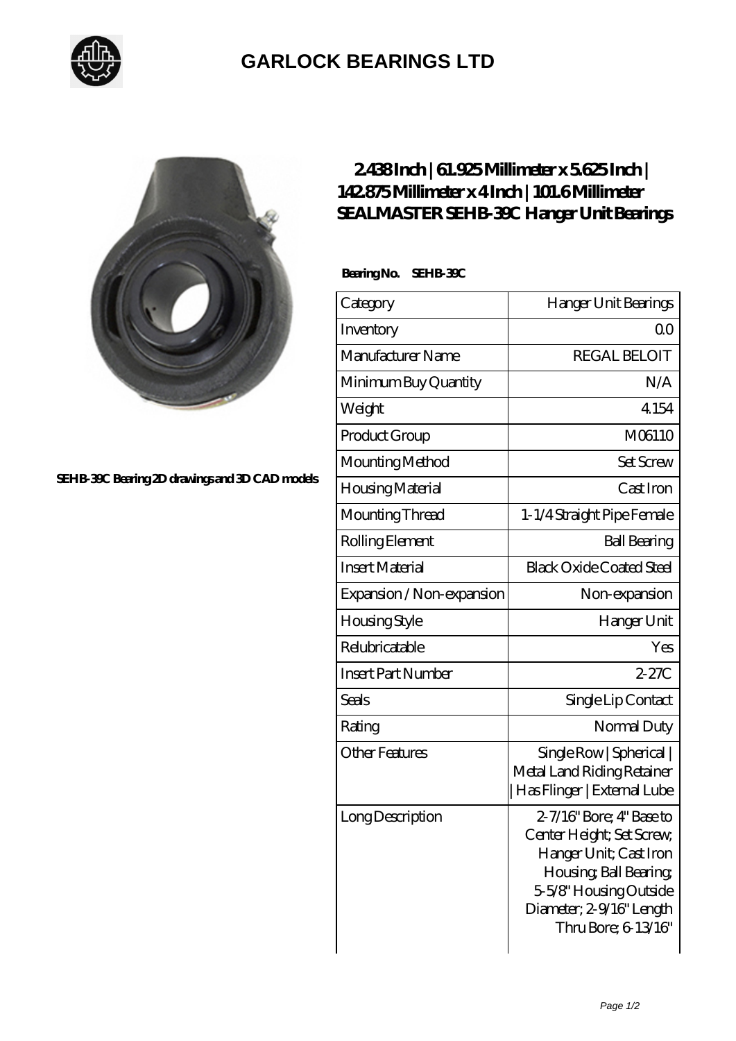# GARLOCK BEARINGS LTD

SEHB-39C Bearing 2D drawings and 3D CAD models

## 2.438 Inch | 61.925 Millimeter x 5.625 Inch | 142.875 Millimeter x 4 Inch | 101.6 Millimeter SEALMASTER SEHB-39C Hanger Unit Bearings

**Bearing No. SEHB-39C**

| Category | Hanger Unit Bearings |
|---|---|
| Inventory | 0.0 |
| Manufacturer Name | REGAL BELOIT |
| Minimum Buy Quantity | N/A |
| Weight | 4.154 |
| Product Group | M06110 |
| Mounting Method | Set Screw |
| Housing Material | Cast Iron |
| Mounting Thread | 1-1/4 Straight Pipe Female |
| Rolling Element | Ball Bearing |
| Insert Material | Black Oxide Coated Steel |
| Expansion / Non-expansion | Non-expansion |
| Housing Style | Hanger Unit |
| Relubricatable | Yes |
| Insert Part Number | 2-27C |
| Seals | Single Lip Contact |
| Rating | Normal Duty |
| Other Features | Single Row \| Spherical \| Metal Land Riding Retainer \| Has Flinger \| External Lube |
| Long Description | 2-7/16" Bore; 4" Base to Center Height; Set Screw; Hanger Unit; Cast Iron Housing; Ball Bearing; 5-5/8" Housing Outside Diameter; 2-9/16" Length Thru Bore; 6-13/16" |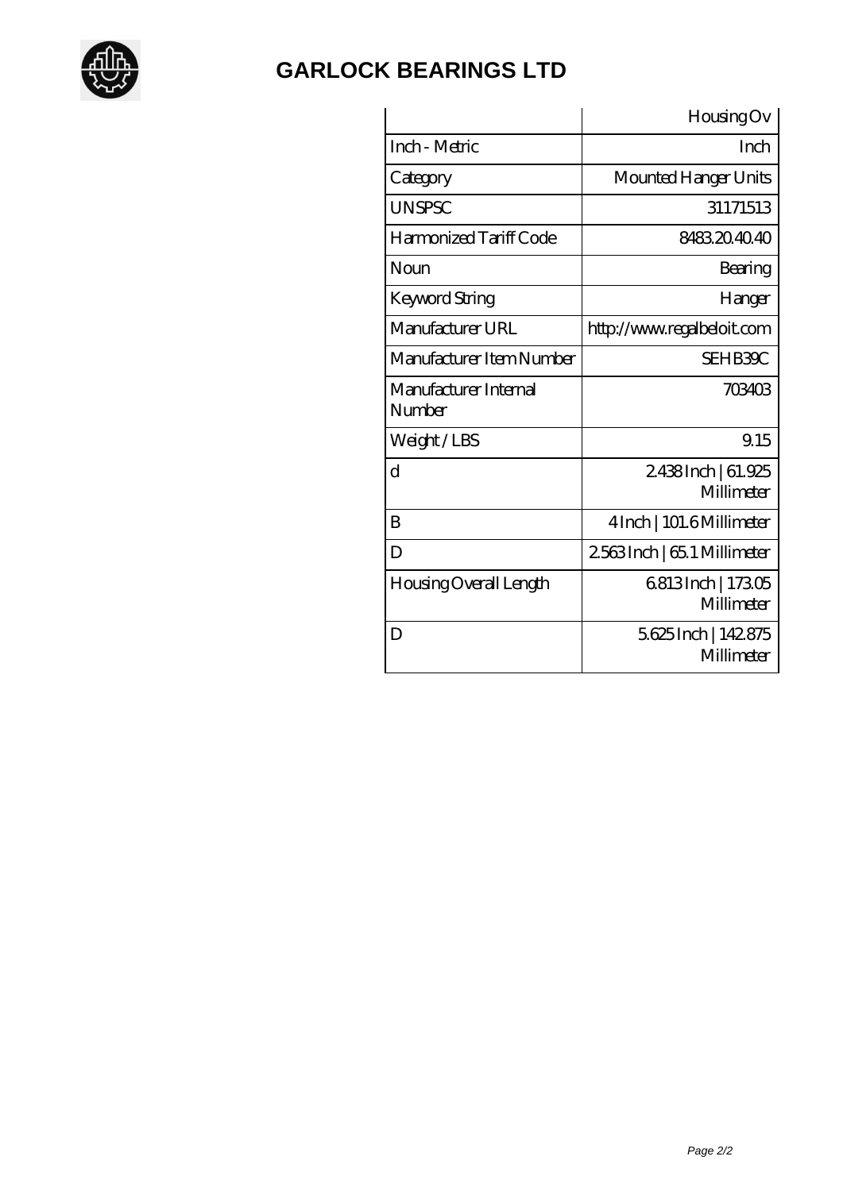# GARLOCK BEARINGS LTD

| | |
|---|---|
| | Housing Ov |
| Inch - Metric | Inch |
| Category | Mounted Hanger Units |
| UNSPSC | 31171513 |
| Harmonized Tariff Code | 8483.20.40.40 |
| Noun | Bearing |
| Keyword String | Hanger |
| Manufacturer URL | http://www.regalbeloit.com |
| Manufacturer Item Number | SEHB39C |
| Manufacturer Internal Number | 703403 |
| Weight / LBS | 9.15 |
| d | 2.438 Inch \| 61.925 Millimeter |
| B | 4 Inch \| 101.6 Millimeter |
| D | 2.563 Inch \| 65.1 Millimeter |
| Housing Overall Length | 6.813 Inch \| 173.05 Millimeter |
| D | 5.625 Inch \| 142.875 Millimeter |